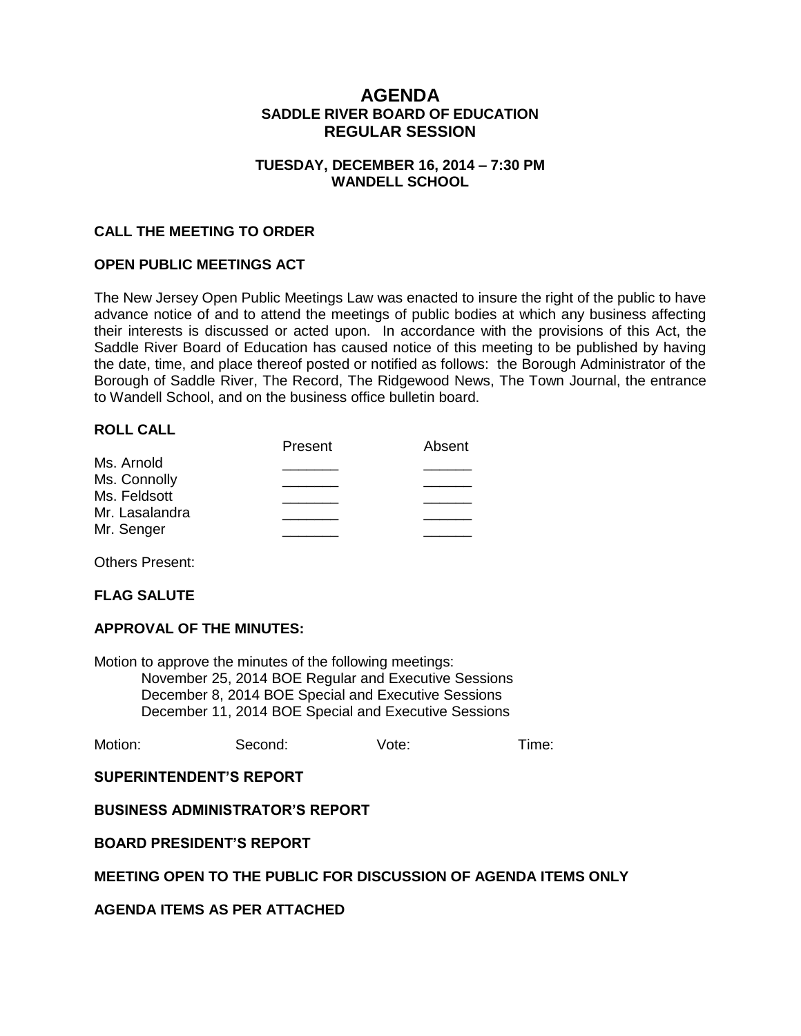# AGENDA
## SADDLE RIVER BOARD OF EDUCATION
## REGULAR SESSION

**TUESDAY, DECEMBER 16, 2014 – 7:30 PM**
**WANDELL SCHOOL**

**CALL THE MEETING TO ORDER**

**OPEN PUBLIC MEETINGS ACT**

The New Jersey Open Public Meetings Law was enacted to insure the right of the public to have advance notice of and to attend the meetings of public bodies at which any business affecting their interests is discussed or acted upon. In accordance with the provisions of this Act, the Saddle River Board of Education has caused notice of this meeting to be published by having the date, time, and place thereof posted or notified as follows: the Borough Administrator of the Borough of Saddle River, The Record, The Ridgewood News, The Town Journal, the entrance to Wandell School, and on the business office bulletin board.

**ROLL CALL**

| | Present | Absent |
|---|---|---|
| Ms. Arnold | _______ | ______ |
| Ms. Connolly | _______ | ______ |
| Ms. Feldsott | _______ | ______ |
| Mr. Lasalandra | _______ | ______ |
| Mr. Senger | _______ | ______ |

Others Present:

**FLAG SALUTE**

**APPROVAL OF THE MINUTES:**

Motion to approve the minutes of the following meetings:
November 25, 2014 BOE Regular and Executive Sessions
December 8, 2014 BOE Special and Executive Sessions
December 11, 2014 BOE Special and Executive Sessions

Motion: Second: Vote: Time:

**SUPERINTENDENT'S REPORT**

**BUSINESS ADMINISTRATOR'S REPORT**

**BOARD PRESIDENT'S REPORT**

**MEETING OPEN TO THE PUBLIC FOR DISCUSSION OF AGENDA ITEMS ONLY**

**AGENDA ITEMS AS PER ATTACHED**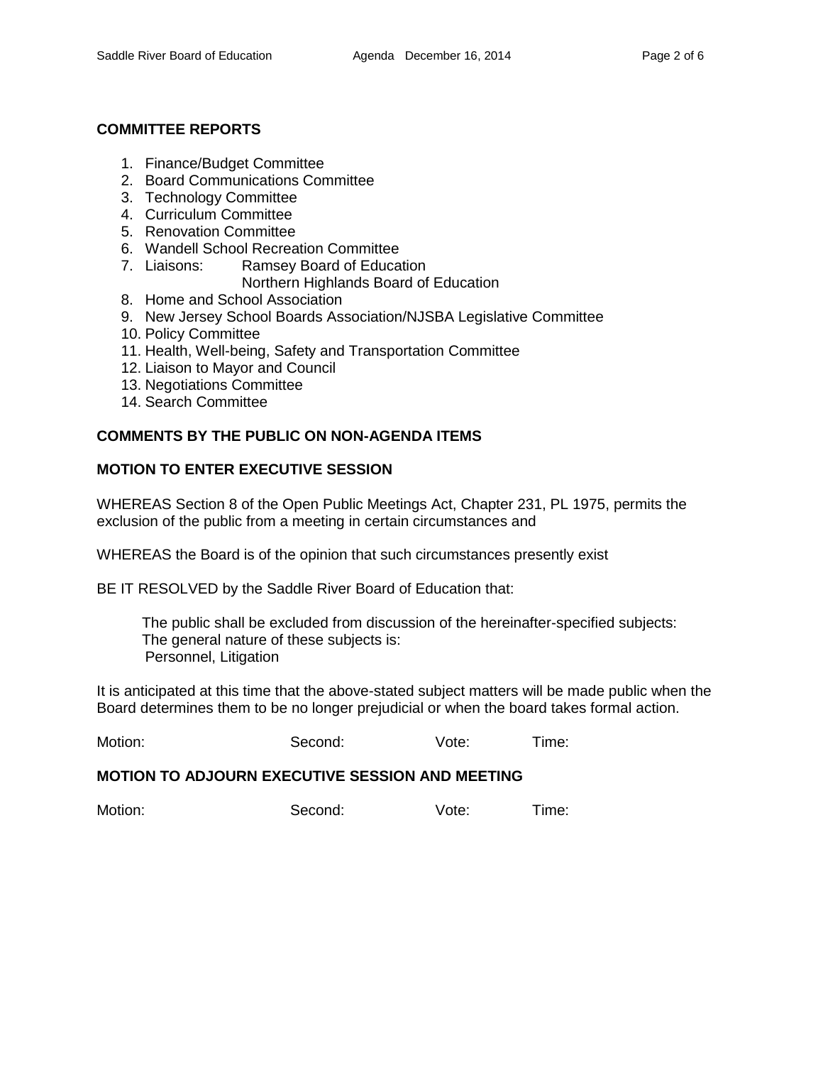**COMMITTEE REPORTS**

1. Finance/Budget Committee
2. Board Communications Committee
3. Technology Committee
4. Curriculum Committee
5. Renovation Committee
6. Wandell School Recreation Committee
7. Liaisons: Ramsey Board of Education
   Northern Highlands Board of Education
8. Home and School Association
9. New Jersey School Boards Association/NJSBA Legislative Committee
10. Policy Committee
11. Health, Well-being, Safety and Transportation Committee
12. Liaison to Mayor and Council
13. Negotiations Committee
14. Search Committee

**COMMENTS BY THE PUBLIC ON NON-AGENDA ITEMS**

**MOTION TO ENTER EXECUTIVE SESSION**

WHEREAS Section 8 of the Open Public Meetings Act, Chapter 231, PL 1975, permits the exclusion of the public from a meeting in certain circumstances and

WHEREAS the Board is of the opinion that such circumstances presently exist

BE IT RESOLVED by the Saddle River Board of Education that:

The public shall be excluded from discussion of the hereinafter-specified subjects:
The general nature of these subjects is:
Personnel, Litigation

It is anticipated at this time that the above-stated subject matters will be made public when the Board determines them to be no longer prejudicial or when the board takes formal action.

Motion: Second: Vote: Time:

**MOTION TO ADJOURN EXECUTIVE SESSION AND MEETING**

Motion: Second: Vote: Time: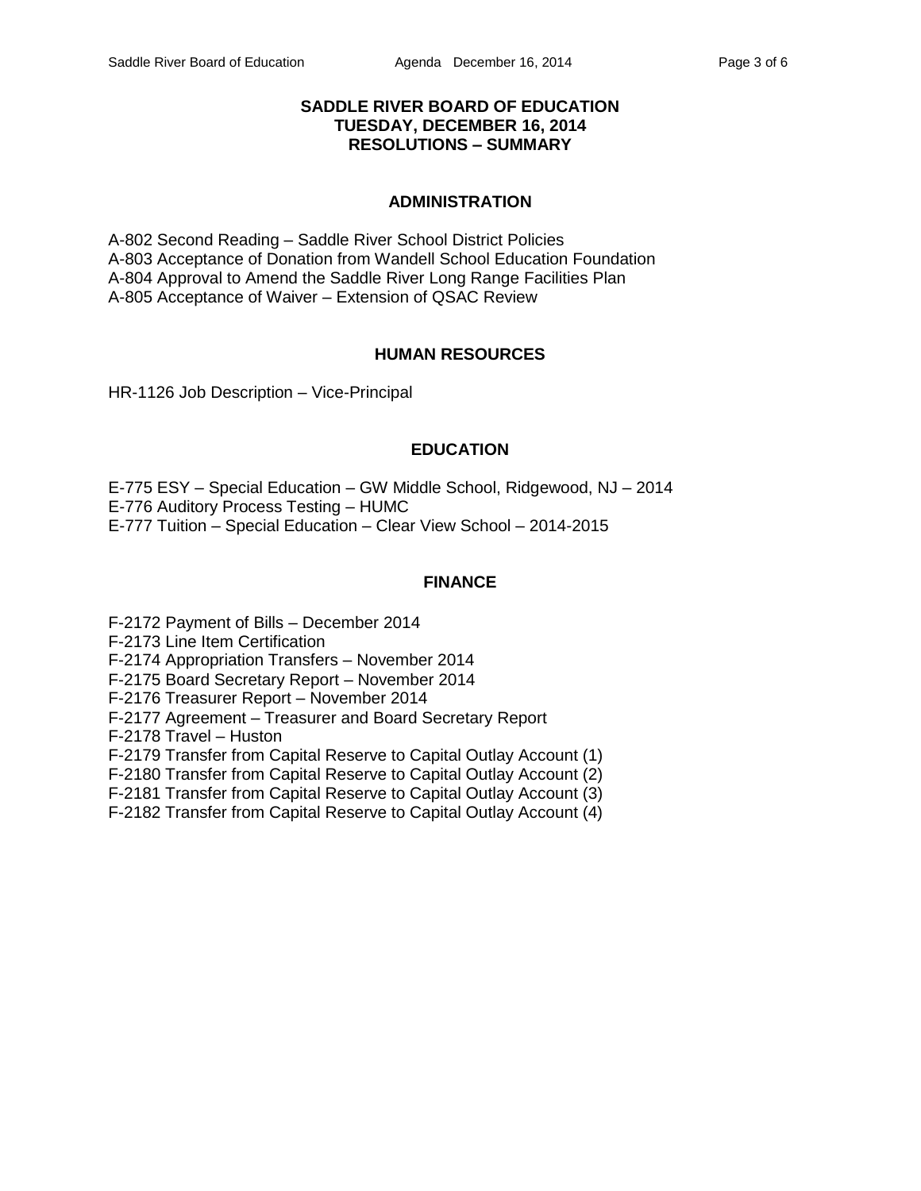# SADDLE RIVER BOARD OF EDUCATION
## TUESDAY, DECEMBER 16, 2014
## RESOLUTIONS – SUMMARY

### ADMINISTRATION

A-802 Second Reading – Saddle River School District Policies
A-803 Acceptance of Donation from Wandell School Education Foundation
A-804 Approval to Amend the Saddle River Long Range Facilities Plan
A-805 Acceptance of Waiver – Extension of QSAC Review

### HUMAN RESOURCES

HR-1126 Job Description – Vice-Principal

### EDUCATION

E-775 ESY – Special Education – GW Middle School, Ridgewood, NJ – 2014
E-776 Auditory Process Testing – HUMC
E-777 Tuition – Special Education – Clear View School – 2014-2015

### FINANCE

F-2172 Payment of Bills – December 2014
F-2173 Line Item Certification
F-2174 Appropriation Transfers – November 2014
F-2175 Board Secretary Report – November 2014
F-2176 Treasurer Report – November 2014
F-2177 Agreement – Treasurer and Board Secretary Report
F-2178 Travel – Huston
F-2179 Transfer from Capital Reserve to Capital Outlay Account (1)
F-2180 Transfer from Capital Reserve to Capital Outlay Account (2)
F-2181 Transfer from Capital Reserve to Capital Outlay Account (3)
F-2182 Transfer from Capital Reserve to Capital Outlay Account (4)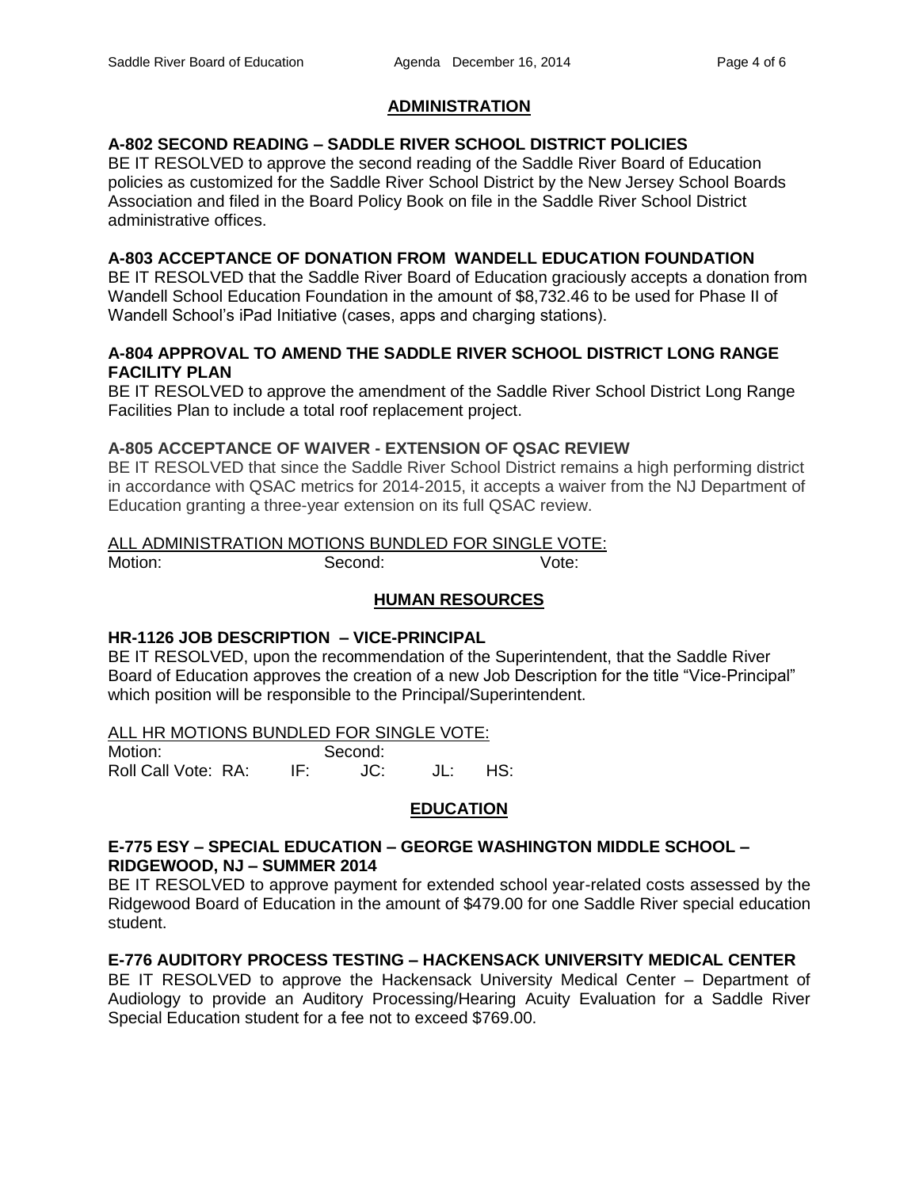## ADMINISTRATION

### A-802 SECOND READING – SADDLE RIVER SCHOOL DISTRICT POLICIES

BE IT RESOLVED to approve the second reading of the Saddle River Board of Education policies as customized for the Saddle River School District by the New Jersey School Boards Association and filed in the Board Policy Book on file in the Saddle River School District administrative offices.

### A-803 ACCEPTANCE OF DONATION FROM WANDELL EDUCATION FOUNDATION

BE IT RESOLVED that the Saddle River Board of Education graciously accepts a donation from Wandell School Education Foundation in the amount of $8,732.46 to be used for Phase II of Wandell School's iPad Initiative (cases, apps and charging stations).

### A-804 APPROVAL TO AMEND THE SADDLE RIVER SCHOOL DISTRICT LONG RANGE FACILITY PLAN

BE IT RESOLVED to approve the amendment of the Saddle River School District Long Range Facilities Plan to include a total roof replacement project.

### A-805 ACCEPTANCE OF WAIVER - EXTENSION OF QSAC REVIEW

BE IT RESOLVED that since the Saddle River School District remains a high performing district in accordance with QSAC metrics for 2014-2015, it accepts a waiver from the NJ Department of Education granting a three-year extension on its full QSAC review.

ALL ADMINISTRATION MOTIONS BUNDLED FOR SINGLE VOTE:

Motion: Second: Vote:

## HUMAN RESOURCES

### HR-1126 JOB DESCRIPTION – VICE-PRINCIPAL

BE IT RESOLVED, upon the recommendation of the Superintendent, that the Saddle River Board of Education approves the creation of a new Job Description for the title "Vice-Principal" which position will be responsible to the Principal/Superintendent.

ALL HR MOTIONS BUNDLED FOR SINGLE VOTE:

Motion: Second:

Roll Call Vote: RA: IF: JC: JL: HS:

## EDUCATION

### E-775 ESY – SPECIAL EDUCATION – GEORGE WASHINGTON MIDDLE SCHOOL – RIDGEWOOD, NJ – SUMMER 2014

BE IT RESOLVED to approve payment for extended school year-related costs assessed by the Ridgewood Board of Education in the amount of $479.00 for one Saddle River special education student.

### E-776 AUDITORY PROCESS TESTING – HACKENSACK UNIVERSITY MEDICAL CENTER

BE IT RESOLVED to approve the Hackensack University Medical Center – Department of Audiology to provide an Auditory Processing/Hearing Acuity Evaluation for a Saddle River Special Education student for a fee not to exceed $769.00.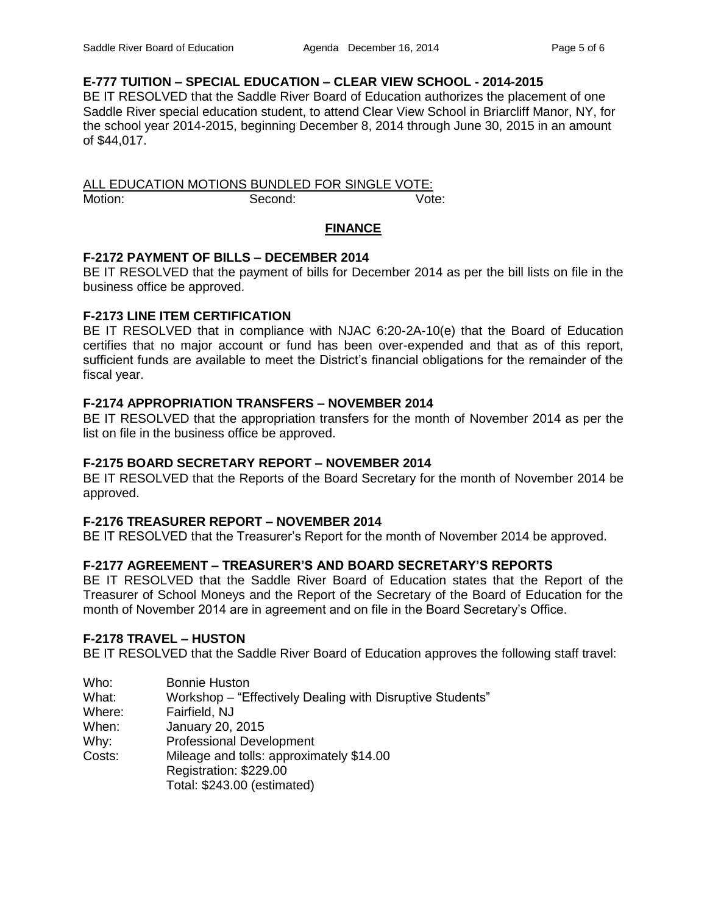**E-777 TUITION – SPECIAL EDUCATION – CLEAR VIEW SCHOOL - 2014-2015**

BE IT RESOLVED that the Saddle River Board of Education authorizes the placement of one Saddle River special education student, to attend Clear View School in Briarcliff Manor, NY, for the school year 2014-2015, beginning December 8, 2014 through June 30, 2015 in an amount of $44,017.

ALL EDUCATION MOTIONS BUNDLED FOR SINGLE VOTE:

Motion: Second: Vote:

## FINANCE

**F-2172 PAYMENT OF BILLS – DECEMBER 2014**

BE IT RESOLVED that the payment of bills for December 2014 as per the bill lists on file in the business office be approved.

**F-2173 LINE ITEM CERTIFICATION**

BE IT RESOLVED that in compliance with NJAC 6:20-2A-10(e) that the Board of Education certifies that no major account or fund has been over-expended and that as of this report, sufficient funds are available to meet the District's financial obligations for the remainder of the fiscal year.

**F-2174 APPROPRIATION TRANSFERS – NOVEMBER 2014**

BE IT RESOLVED that the appropriation transfers for the month of November 2014 as per the list on file in the business office be approved.

**F-2175 BOARD SECRETARY REPORT – NOVEMBER 2014**

BE IT RESOLVED that the Reports of the Board Secretary for the month of November 2014 be approved.

**F-2176 TREASURER REPORT – NOVEMBER 2014**

BE IT RESOLVED that the Treasurer's Report for the month of November 2014 be approved.

**F-2177 AGREEMENT – TREASURER'S AND BOARD SECRETARY'S REPORTS**

BE IT RESOLVED that the Saddle River Board of Education states that the Report of the Treasurer of School Moneys and the Report of the Secretary of the Board of Education for the month of November 2014 are in agreement and on file in the Board Secretary's Office.

**F-2178 TRAVEL – HUSTON**

BE IT RESOLVED that the Saddle River Board of Education approves the following staff travel:

| | |
|---|---|
| Who: | Bonnie Huston |
| What: | Workshop – "Effectively Dealing with Disruptive Students" |
| Where: | Fairfield, NJ |
| When: | January 20, 2015 |
| Why: | Professional Development |
| Costs: | Mileage and tolls: approximately $14.00<br>Registration: $229.00<br>Total: $243.00 (estimated) |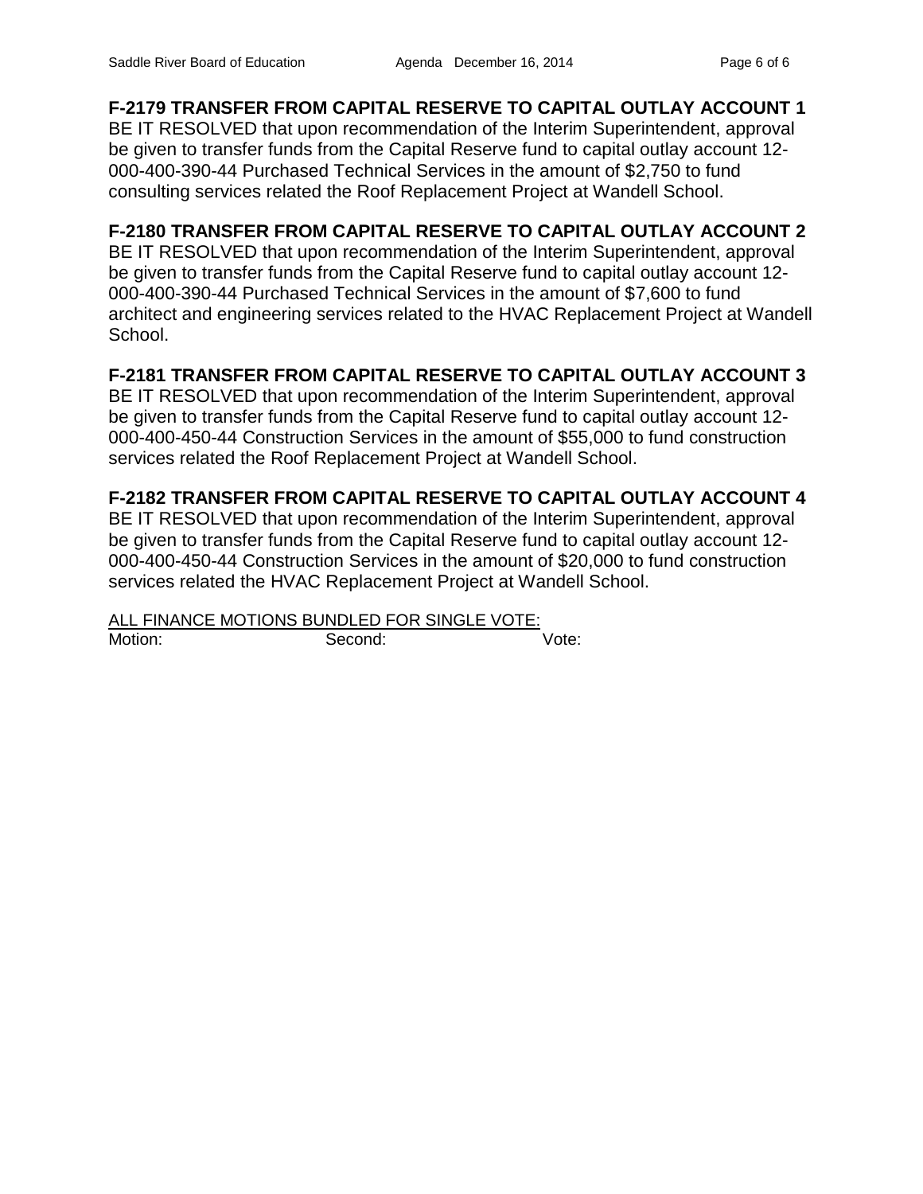**F-2179 TRANSFER FROM CAPITAL RESERVE TO CAPITAL OUTLAY ACCOUNT 1**
BE IT RESOLVED that upon recommendation of the Interim Superintendent, approval be given to transfer funds from the Capital Reserve fund to capital outlay account 12-000-400-390-44 Purchased Technical Services in the amount of $2,750 to fund consulting services related the Roof Replacement Project at Wandell School.

**F-2180 TRANSFER FROM CAPITAL RESERVE TO CAPITAL OUTLAY ACCOUNT 2**
BE IT RESOLVED that upon recommendation of the Interim Superintendent, approval be given to transfer funds from the Capital Reserve fund to capital outlay account 12-000-400-390-44 Purchased Technical Services in the amount of $7,600 to fund architect and engineering services related to the HVAC Replacement Project at Wandell School.

**F-2181 TRANSFER FROM CAPITAL RESERVE TO CAPITAL OUTLAY ACCOUNT 3**
BE IT RESOLVED that upon recommendation of the Interim Superintendent, approval be given to transfer funds from the Capital Reserve fund to capital outlay account 12-000-400-450-44 Construction Services in the amount of $55,000 to fund construction services related the Roof Replacement Project at Wandell School.

**F-2182 TRANSFER FROM CAPITAL RESERVE TO CAPITAL OUTLAY ACCOUNT 4**
BE IT RESOLVED that upon recommendation of the Interim Superintendent, approval be given to transfer funds from the Capital Reserve fund to capital outlay account 12-000-400-450-44 Construction Services in the amount of $20,000 to fund construction services related the HVAC Replacement Project at Wandell School.

ALL FINANCE MOTIONS BUNDLED FOR SINGLE VOTE:
Motion: Second: Vote: